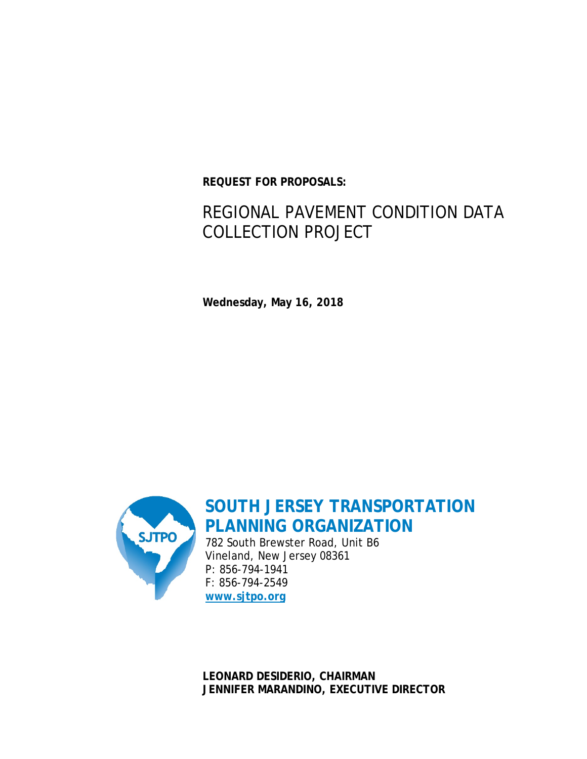**REQUEST FOR PROPOSALS:**

# REGIONAL PAVEMENT CONDITION DATA COLLECTION PROJECT

**Wednesday, May 16, 2018**

## SOUTH JERSEY TRANSPORTATION PLANNING ORGANIZATION

782 South Brewster Road, Unit B6
Vineland, New Jersey 08361
P: 856-794-1941
F: 856-794-2549
**www.sjtpo.org**

**LEONARD DESIDERIO, CHAIRMAN**
**JENNIFER MARANDINO, EXECUTIVE DIRECTOR**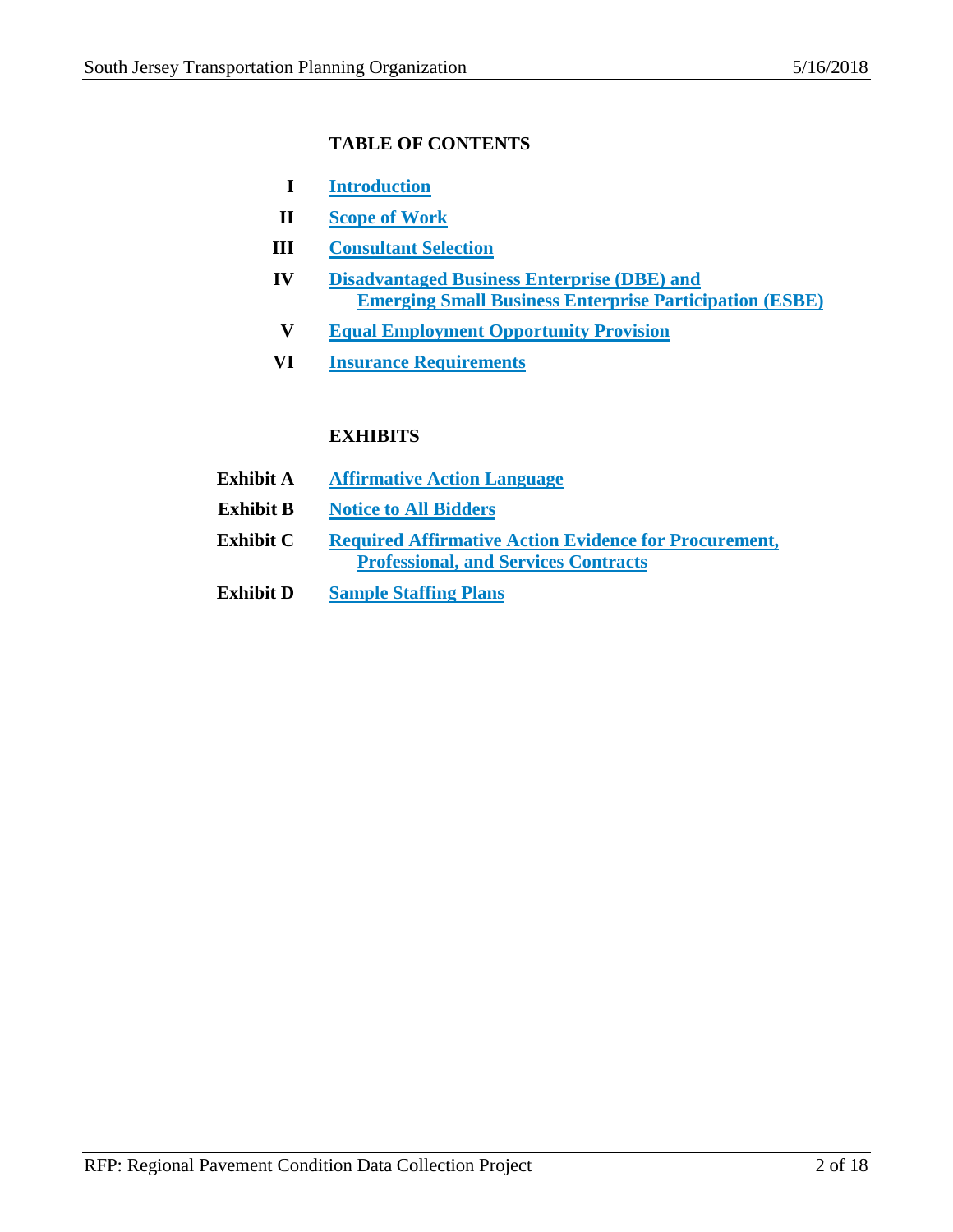## TABLE OF CONTENTS

| | |
|---|---|
| **I** | **Introduction** |
| **II** | **Scope of Work** |
| **III** | **Consultant Selection** |
| **IV** | **Disadvantaged Business Enterprise (DBE) and Emerging Small Business Enterprise Participation (ESBE)** |
| **V** | **Equal Employment Opportunity Provision** |
| **VI** | **Insurance Requirements** |

## EXHIBITS

| | |
|---|---|
| **Exhibit A** | **Affirmative Action Language** |
| **Exhibit B** | **Notice to All Bidders** |
| **Exhibit C** | **Required Affirmative Action Evidence for Procurement, Professional, and Services Contracts** |
| **Exhibit D** | **Sample Staffing Plans** |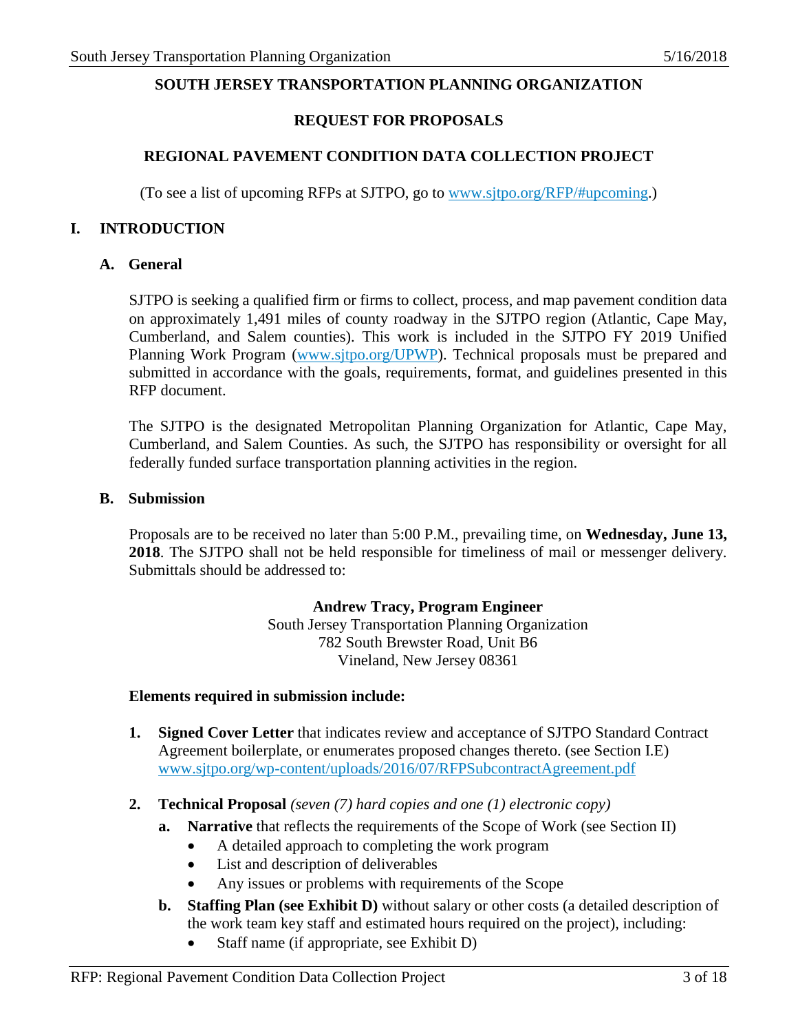**SOUTH JERSEY TRANSPORTATION PLANNING ORGANIZATION**

**REQUEST FOR PROPOSALS**

**REGIONAL PAVEMENT CONDITION DATA COLLECTION PROJECT**

(To see a list of upcoming RFPs at SJTPO, go to [www.sjtpo.org/RFP/#upcoming](www.sjtpo.org/RFP/#upcoming).)

# I. INTRODUCTION

## A. General

SJTPO is seeking a qualified firm or firms to collect, process, and map pavement condition data on approximately 1,491 miles of county roadway in the SJTPO region (Atlantic, Cape May, Cumberland, and Salem counties). This work is included in the SJTPO FY 2019 Unified Planning Work Program ([www.sjtpo.org/UPWP](www.sjtpo.org/UPWP)). Technical proposals must be prepared and submitted in accordance with the goals, requirements, format, and guidelines presented in this RFP document.

The SJTPO is the designated Metropolitan Planning Organization for Atlantic, Cape May, Cumberland, and Salem Counties. As such, the SJTPO has responsibility or oversight for all federally funded surface transportation planning activities in the region.

## B. Submission

Proposals are to be received no later than 5:00 P.M., prevailing time, on **Wednesday, June 13, 2018**. The SJTPO shall not be held responsible for timeliness of mail or messenger delivery. Submittals should be addressed to:

**Andrew Tracy, Program Engineer**
South Jersey Transportation Planning Organization
782 South Brewster Road, Unit B6
Vineland, New Jersey 08361

**Elements required in submission include:**

1. **Signed Cover Letter** that indicates review and acceptance of SJTPO Standard Contract Agreement boilerplate, or enumerates proposed changes thereto. (see Section I.E) [www.sjtpo.org/wp-content/uploads/2016/07/RFPSubcontractAgreement.pdf](www.sjtpo.org/wp-content/uploads/2016/07/RFPSubcontractAgreement.pdf)

2. **Technical Proposal** *(seven (7) hard copies and one (1) electronic copy)*
   a. **Narrative** that reflects the requirements of the Scope of Work (see Section II)
      - A detailed approach to completing the work program
      - List and description of deliverables
      - Any issues or problems with requirements of the Scope
   b. **Staffing Plan (see Exhibit D)** without salary or other costs (a detailed description of the work team key staff and estimated hours required on the project), including:
      - Staff name (if appropriate, see Exhibit D)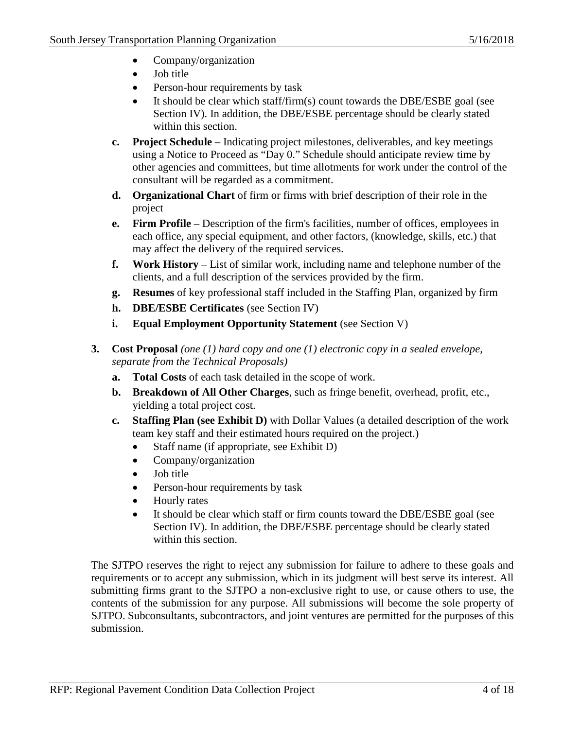- Company/organization
- Job title
- Person-hour requirements by task
- It should be clear which staff/firm(s) count towards the DBE/ESBE goal (see Section IV). In addition, the DBE/ESBE percentage should be clearly stated within this section.

**c. Project Schedule** – Indicating project milestones, deliverables, and key meetings using a Notice to Proceed as "Day 0." Schedule should anticipate review time by other agencies and committees, but time allotments for work under the control of the consultant will be regarded as a commitment.

**d. Organizational Chart** of firm or firms with brief description of their role in the project

**e. Firm Profile** – Description of the firm's facilities, number of offices, employees in each office, any special equipment, and other factors, (knowledge, skills, etc.) that may affect the delivery of the required services.

**f. Work History** – List of similar work, including name and telephone number of the clients, and a full description of the services provided by the firm.

**g. Resumes** of key professional staff included in the Staffing Plan, organized by firm

**h. DBE/ESBE Certificates** (see Section IV)

**i. Equal Employment Opportunity Statement** (see Section V)

**3. Cost Proposal** *(one (1) hard copy and one (1) electronic copy in a sealed envelope, separate from the Technical Proposals)*

**a. Total Costs** of each task detailed in the scope of work.

**b. Breakdown of All Other Charges**, such as fringe benefit, overhead, profit, etc., yielding a total project cost.

**c. Staffing Plan (see Exhibit D)** with Dollar Values (a detailed description of the work team key staff and their estimated hours required on the project.)

- Staff name (if appropriate, see Exhibit D)
- Company/organization
- Job title
- Person-hour requirements by task
- Hourly rates
- It should be clear which staff or firm counts toward the DBE/ESBE goal (see Section IV). In addition, the DBE/ESBE percentage should be clearly stated within this section.

The SJTPO reserves the right to reject any submission for failure to adhere to these goals and requirements or to accept any submission, which in its judgment will best serve its interest. All submitting firms grant to the SJTPO a non-exclusive right to use, or cause others to use, the contents of the submission for any purpose. All submissions will become the sole property of SJTPO. Subconsultants, subcontractors, and joint ventures are permitted for the purposes of this submission.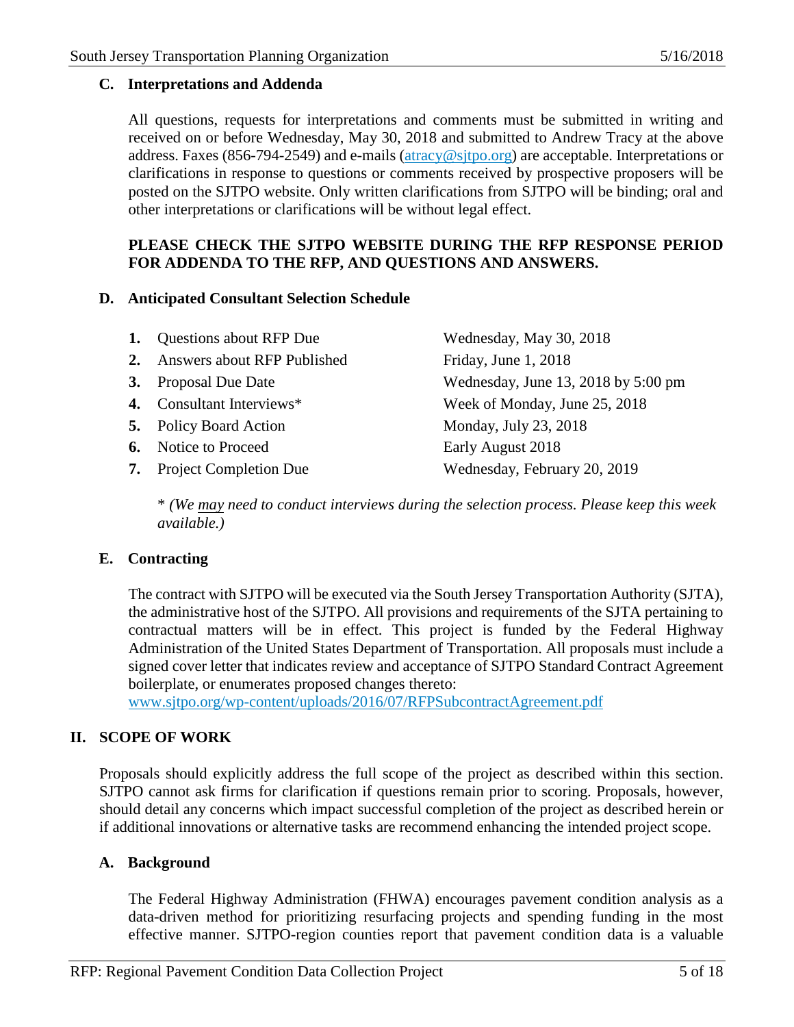### C. Interpretations and Addenda

All questions, requests for interpretations and comments must be submitted in writing and received on or before Wednesday, May 30, 2018 and submitted to Andrew Tracy at the above address. Faxes (856-794-2549) and e-mails ([atracy@sjtpo.org](mailto:atracy@sjtpo.org)) are acceptable. Interpretations or clarifications in response to questions or comments received by prospective proposers will be posted on the SJTPO website. Only written clarifications from SJTPO will be binding; oral and other interpretations or clarifications will be without legal effect.

**PLEASE CHECK THE SJTPO WEBSITE DURING THE RFP RESPONSE PERIOD FOR ADDENDA TO THE RFP, AND QUESTIONS AND ANSWERS.**

### D. Anticipated Consultant Selection Schedule

| | |
|---|---|
| **1.** Questions about RFP Due | Wednesday, May 30, 2018 |
| **2.** Answers about RFP Published | Friday, June 1, 2018 |
| **3.** Proposal Due Date | Wednesday, June 13, 2018 by 5:00 pm |
| **4.** Consultant Interviews* | Week of Monday, June 25, 2018 |
| **5.** Policy Board Action | Monday, July 23, 2018 |
| **6.** Notice to Proceed | Early August 2018 |
| **7.** Project Completion Due | Wednesday, February 20, 2019 |

\* *(We may need to conduct interviews during the selection process. Please keep this week available.)*

### E. Contracting

The contract with SJTPO will be executed via the South Jersey Transportation Authority (SJTA), the administrative host of the SJTPO. All provisions and requirements of the SJTA pertaining to contractual matters will be in effect. This project is funded by the Federal Highway Administration of the United States Department of Transportation. All proposals must include a signed cover letter that indicates review and acceptance of SJTPO Standard Contract Agreement boilerplate, or enumerates proposed changes thereto: [www.sjtpo.org/wp-content/uploads/2016/07/RFPSubcontractAgreement.pdf](http://www.sjtpo.org/wp-content/uploads/2016/07/RFPSubcontractAgreement.pdf)

## II. SCOPE OF WORK

Proposals should explicitly address the full scope of the project as described within this section. SJTPO cannot ask firms for clarification if questions remain prior to scoring. Proposals, however, should detail any concerns which impact successful completion of the project as described herein or if additional innovations or alternative tasks are recommend enhancing the intended project scope.

### A. Background

The Federal Highway Administration (FHWA) encourages pavement condition analysis as a data-driven method for prioritizing resurfacing projects and spending funding in the most effective manner. SJTPO-region counties report that pavement condition data is a valuable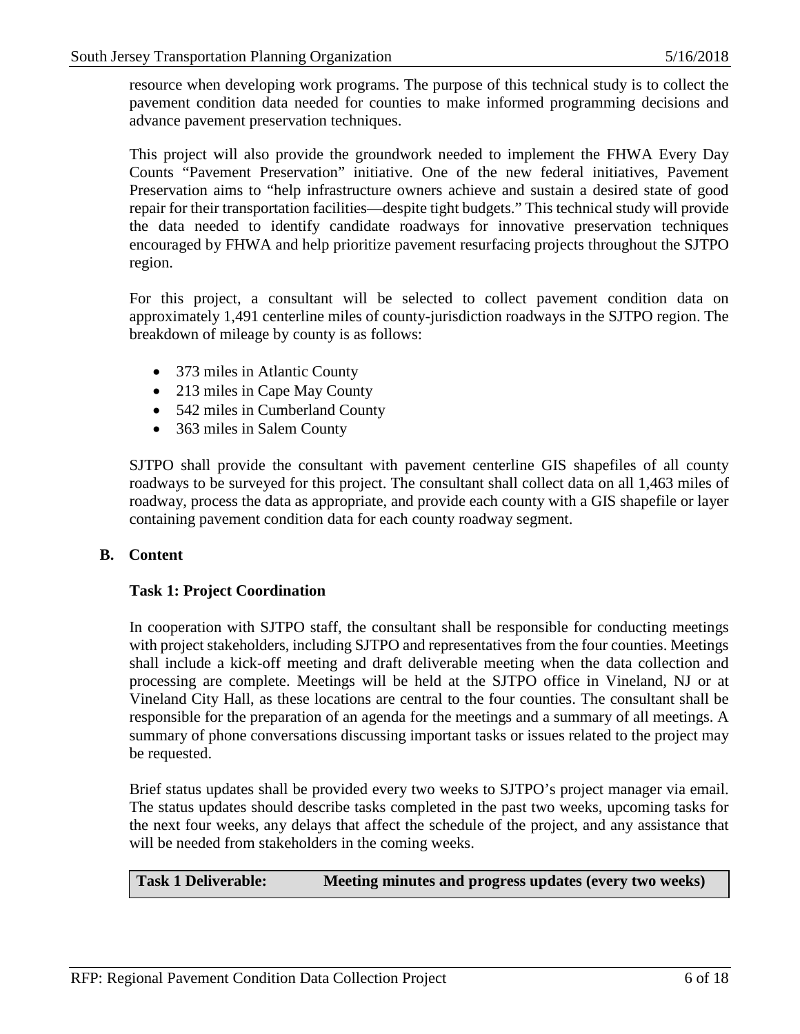resource when developing work programs. The purpose of this technical study is to collect the pavement condition data needed for counties to make informed programming decisions and advance pavement preservation techniques.

This project will also provide the groundwork needed to implement the FHWA Every Day Counts "Pavement Preservation" initiative. One of the new federal initiatives, Pavement Preservation aims to "help infrastructure owners achieve and sustain a desired state of good repair for their transportation facilities—despite tight budgets." This technical study will provide the data needed to identify candidate roadways for innovative preservation techniques encouraged by FHWA and help prioritize pavement resurfacing projects throughout the SJTPO region.

For this project, a consultant will be selected to collect pavement condition data on approximately 1,491 centerline miles of county-jurisdiction roadways in the SJTPO region. The breakdown of mileage by county is as follows:

- 373 miles in Atlantic County
- 213 miles in Cape May County
- 542 miles in Cumberland County
- 363 miles in Salem County

SJTPO shall provide the consultant with pavement centerline GIS shapefiles of all county roadways to be surveyed for this project. The consultant shall collect data on all 1,463 miles of roadway, process the data as appropriate, and provide each county with a GIS shapefile or layer containing pavement condition data for each county roadway segment.

## B. Content

### Task 1: Project Coordination

In cooperation with SJTPO staff, the consultant shall be responsible for conducting meetings with project stakeholders, including SJTPO and representatives from the four counties. Meetings shall include a kick-off meeting and draft deliverable meeting when the data collection and processing are complete. Meetings will be held at the SJTPO office in Vineland, NJ or at Vineland City Hall, as these locations are central to the four counties. The consultant shall be responsible for the preparation of an agenda for the meetings and a summary of all meetings. A summary of phone conversations discussing important tasks or issues related to the project may be requested.

Brief status updates shall be provided every two weeks to SJTPO's project manager via email. The status updates should describe tasks completed in the past two weeks, upcoming tasks for the next four weeks, any delays that affect the schedule of the project, and any assistance that will be needed from stakeholders in the coming weeks.

| Task 1 Deliverable: | Meeting minutes and progress updates (every two weeks) |
| --- | --- |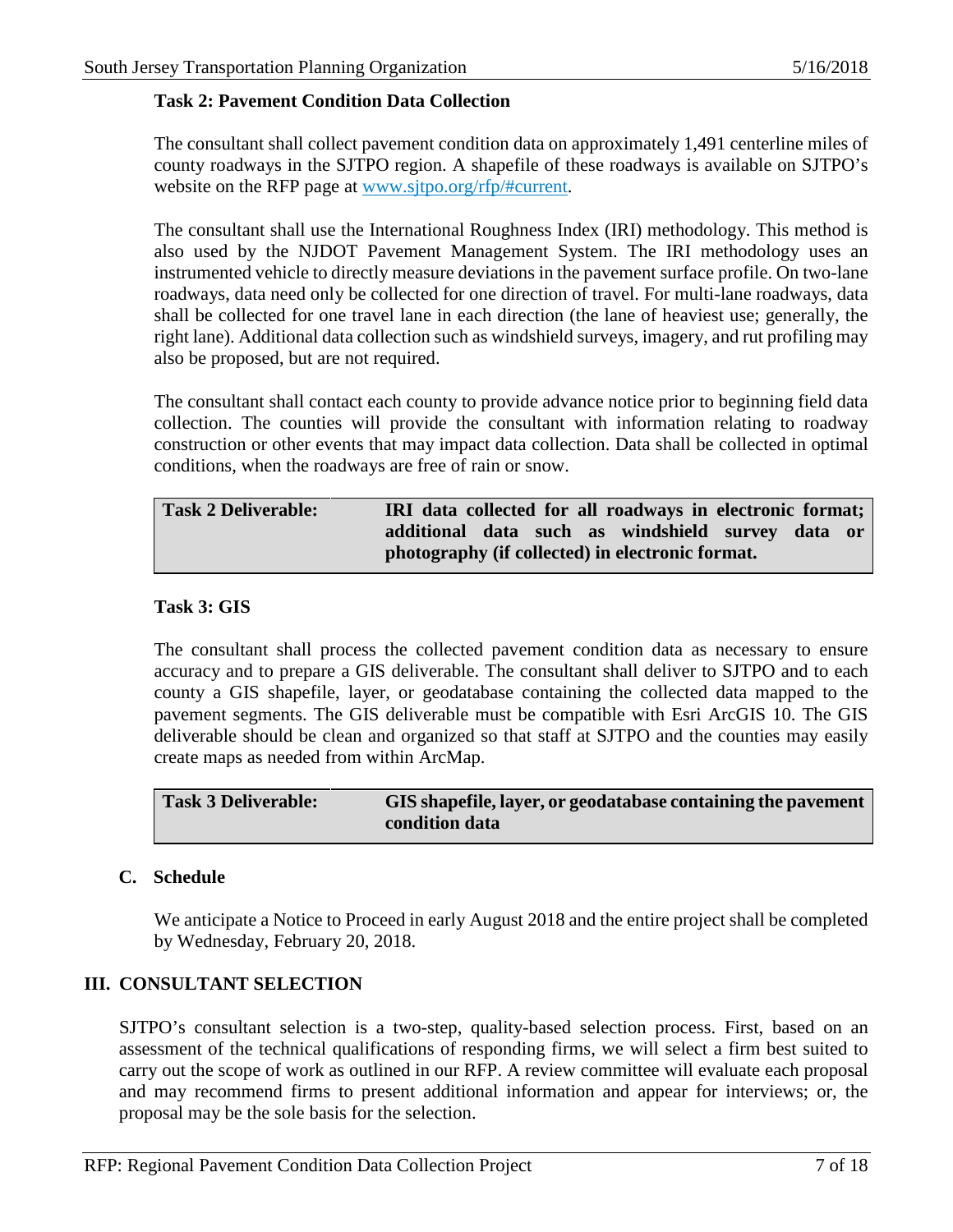### Task 2: Pavement Condition Data Collection

The consultant shall collect pavement condition data on approximately 1,491 centerline miles of county roadways in the SJTPO region. A shapefile of these roadways is available on SJTPO's website on the RFP page at [www.sjtpo.org/rfp/#current](www.sjtpo.org/rfp/#current).

The consultant shall use the International Roughness Index (IRI) methodology. This method is also used by the NJDOT Pavement Management System. The IRI methodology uses an instrumented vehicle to directly measure deviations in the pavement surface profile. On two-lane roadways, data need only be collected for one direction of travel. For multi-lane roadways, data shall be collected for one travel lane in each direction (the lane of heaviest use; generally, the right lane). Additional data collection such as windshield surveys, imagery, and rut profiling may also be proposed, but are not required.

The consultant shall contact each county to provide advance notice prior to beginning field data collection. The counties will provide the consultant with information relating to roadway construction or other events that may impact data collection. Data shall be collected in optimal conditions, when the roadways are free of rain or snow.

| **Task 2 Deliverable:** | **IRI data collected for all roadways in electronic format; additional data such as windshield survey data or photography (if collected) in electronic format.** |
|---|---|

### Task 3: GIS

The consultant shall process the collected pavement condition data as necessary to ensure accuracy and to prepare a GIS deliverable. The consultant shall deliver to SJTPO and to each county a GIS shapefile, layer, or geodatabase containing the collected data mapped to the pavement segments. The GIS deliverable must be compatible with Esri ArcGIS 10. The GIS deliverable should be clean and organized so that staff at SJTPO and the counties may easily create maps as needed from within ArcMap.

| **Task 3 Deliverable:** | **GIS shapefile, layer, or geodatabase containing the pavement condition data** |
|---|---|

## C. Schedule

We anticipate a Notice to Proceed in early August 2018 and the entire project shall be completed by Wednesday, February 20, 2018.

# III. CONSULTANT SELECTION

SJTPO's consultant selection is a two-step, quality-based selection process. First, based on an assessment of the technical qualifications of responding firms, we will select a firm best suited to carry out the scope of work as outlined in our RFP. A review committee will evaluate each proposal and may recommend firms to present additional information and appear for interviews; or, the proposal may be the sole basis for the selection.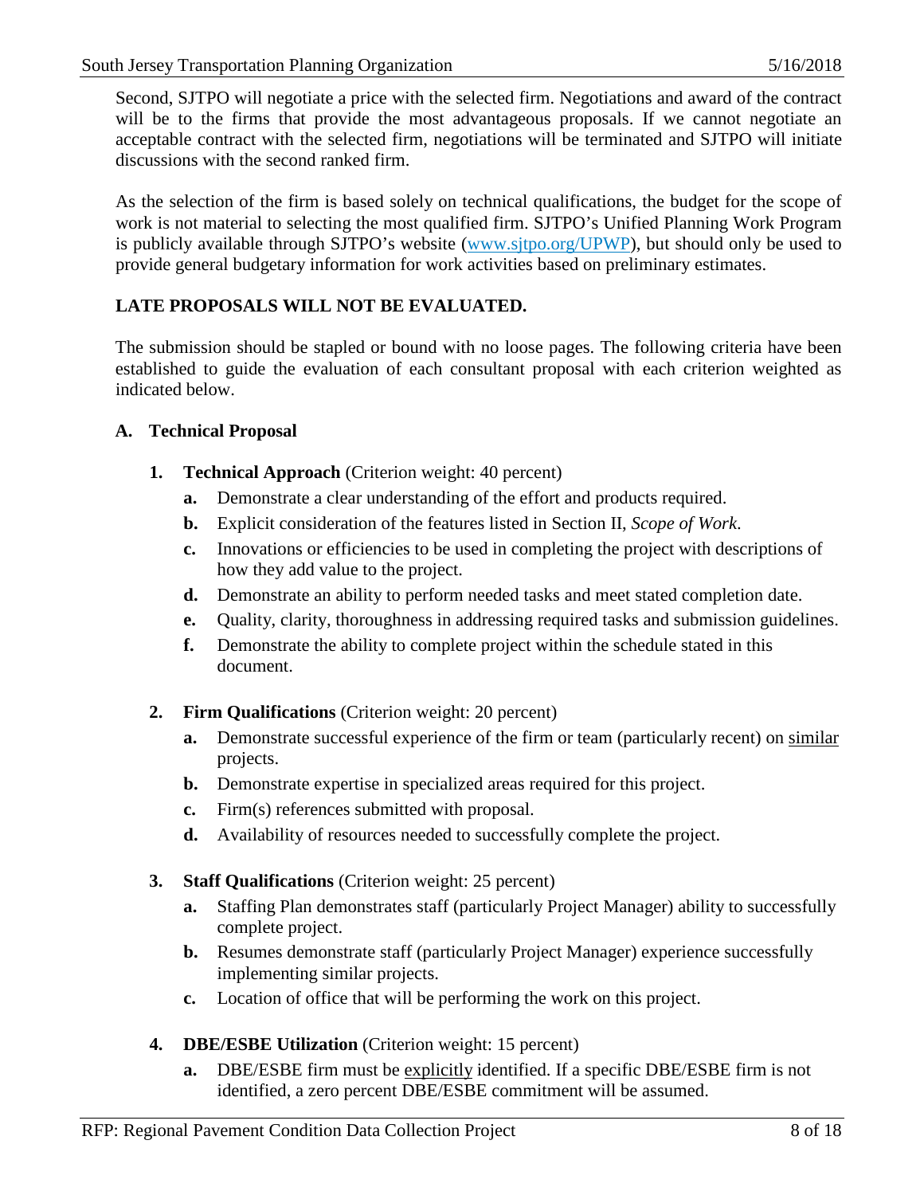Second, SJTPO will negotiate a price with the selected firm. Negotiations and award of the contract will be to the firms that provide the most advantageous proposals. If we cannot negotiate an acceptable contract with the selected firm, negotiations will be terminated and SJTPO will initiate discussions with the second ranked firm.

As the selection of the firm is based solely on technical qualifications, the budget for the scope of work is not material to selecting the most qualified firm. SJTPO's Unified Planning Work Program is publicly available through SJTPO's website ([www.sjtpo.org/UPWP](http://www.sjtpo.org/UPWP)), but should only be used to provide general budgetary information for work activities based on preliminary estimates.

**LATE PROPOSALS WILL NOT BE EVALUATED.**

The submission should be stapled or bound with no loose pages. The following criteria have been established to guide the evaluation of each consultant proposal with each criterion weighted as indicated below.

**A. Technical Proposal**

1. **Technical Approach** (Criterion weight: 40 percent)
   - **a.** Demonstrate a clear understanding of the effort and products required.
   - **b.** Explicit consideration of the features listed in Section II, *Scope of Work*.
   - **c.** Innovations or efficiencies to be used in completing the project with descriptions of how they add value to the project.
   - **d.** Demonstrate an ability to perform needed tasks and meet stated completion date.
   - **e.** Quality, clarity, thoroughness in addressing required tasks and submission guidelines.
   - **f.** Demonstrate the ability to complete project within the schedule stated in this document.

2. **Firm Qualifications** (Criterion weight: 20 percent)
   - **a.** Demonstrate successful experience of the firm or team (particularly recent) on <u>similar</u> projects.
   - **b.** Demonstrate expertise in specialized areas required for this project.
   - **c.** Firm(s) references submitted with proposal.
   - **d.** Availability of resources needed to successfully complete the project.

3. **Staff Qualifications** (Criterion weight: 25 percent)
   - **a.** Staffing Plan demonstrates staff (particularly Project Manager) ability to successfully complete project.
   - **b.** Resumes demonstrate staff (particularly Project Manager) experience successfully implementing similar projects.
   - **c.** Location of office that will be performing the work on this project.

4. **DBE/ESBE Utilization** (Criterion weight: 15 percent)
   - **a.** DBE/ESBE firm must be <u>explicitly</u> identified. If a specific DBE/ESBE firm is not identified, a zero percent DBE/ESBE commitment will be assumed.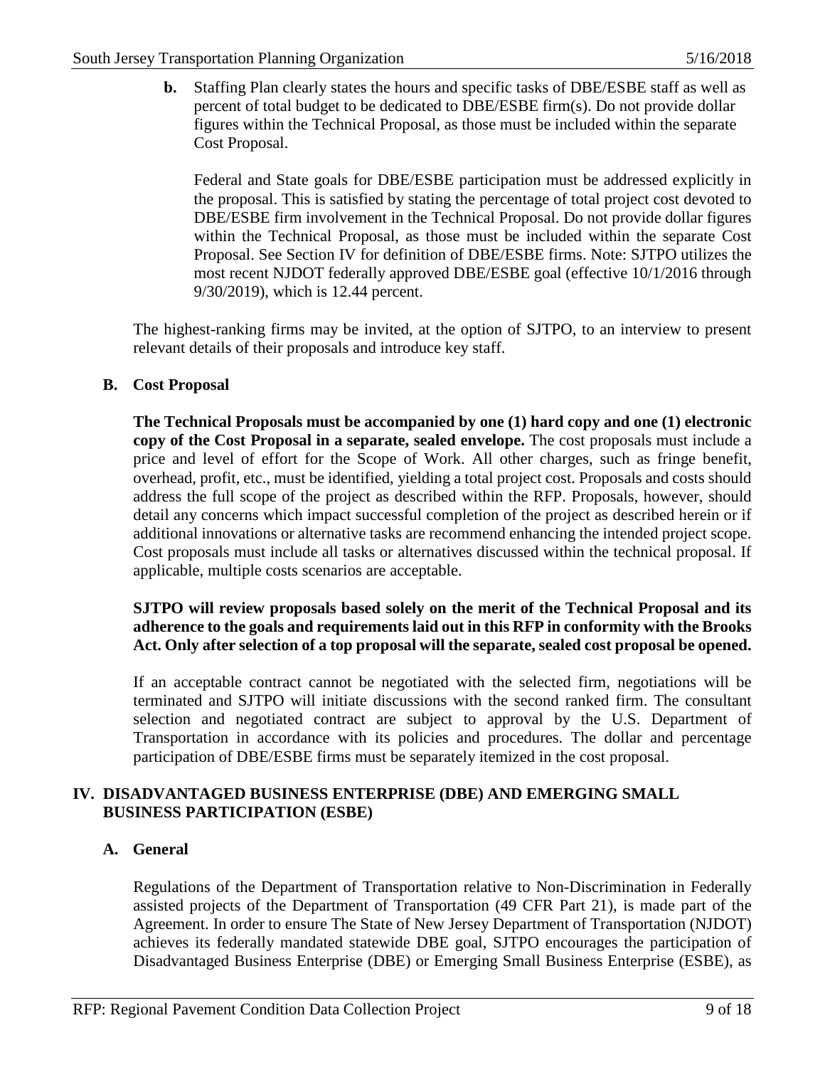**b.** Staffing Plan clearly states the hours and specific tasks of DBE/ESBE staff as well as percent of total budget to be dedicated to DBE/ESBE firm(s). Do not provide dollar figures within the Technical Proposal, as those must be included within the separate Cost Proposal.

Federal and State goals for DBE/ESBE participation must be addressed explicitly in the proposal. This is satisfied by stating the percentage of total project cost devoted to DBE/ESBE firm involvement in the Technical Proposal. Do not provide dollar figures within the Technical Proposal, as those must be included within the separate Cost Proposal. See Section IV for definition of DBE/ESBE firms. Note: SJTPO utilizes the most recent NJDOT federally approved DBE/ESBE goal (effective 10/1/2016 through 9/30/2019), which is 12.44 percent.

The highest-ranking firms may be invited, at the option of SJTPO, to an interview to present relevant details of their proposals and introduce key staff.

### B. Cost Proposal

**The Technical Proposals must be accompanied by one (1) hard copy and one (1) electronic copy of the Cost Proposal in a separate, sealed envelope.** The cost proposals must include a price and level of effort for the Scope of Work. All other charges, such as fringe benefit, overhead, profit, etc., must be identified, yielding a total project cost. Proposals and costs should address the full scope of the project as described within the RFP. Proposals, however, should detail any concerns which impact successful completion of the project as described herein or if additional innovations or alternative tasks are recommend enhancing the intended project scope. Cost proposals must include all tasks or alternatives discussed within the technical proposal. If applicable, multiple costs scenarios are acceptable.

**SJTPO will review proposals based solely on the merit of the Technical Proposal and its adherence to the goals and requirements laid out in this RFP in conformity with the Brooks Act. Only after selection of a top proposal will the separate, sealed cost proposal be opened.**

If an acceptable contract cannot be negotiated with the selected firm, negotiations will be terminated and SJTPO will initiate discussions with the second ranked firm. The consultant selection and negotiated contract are subject to approval by the U.S. Department of Transportation in accordance with its policies and procedures. The dollar and percentage participation of DBE/ESBE firms must be separately itemized in the cost proposal.

## IV. DISADVANTAGED BUSINESS ENTERPRISE (DBE) AND EMERGING SMALL BUSINESS PARTICIPATION (ESBE)

### A. General

Regulations of the Department of Transportation relative to Non-Discrimination in Federally assisted projects of the Department of Transportation (49 CFR Part 21), is made part of the Agreement. In order to ensure The State of New Jersey Department of Transportation (NJDOT) achieves its federally mandated statewide DBE goal, SJTPO encourages the participation of Disadvantaged Business Enterprise (DBE) or Emerging Small Business Enterprise (ESBE), as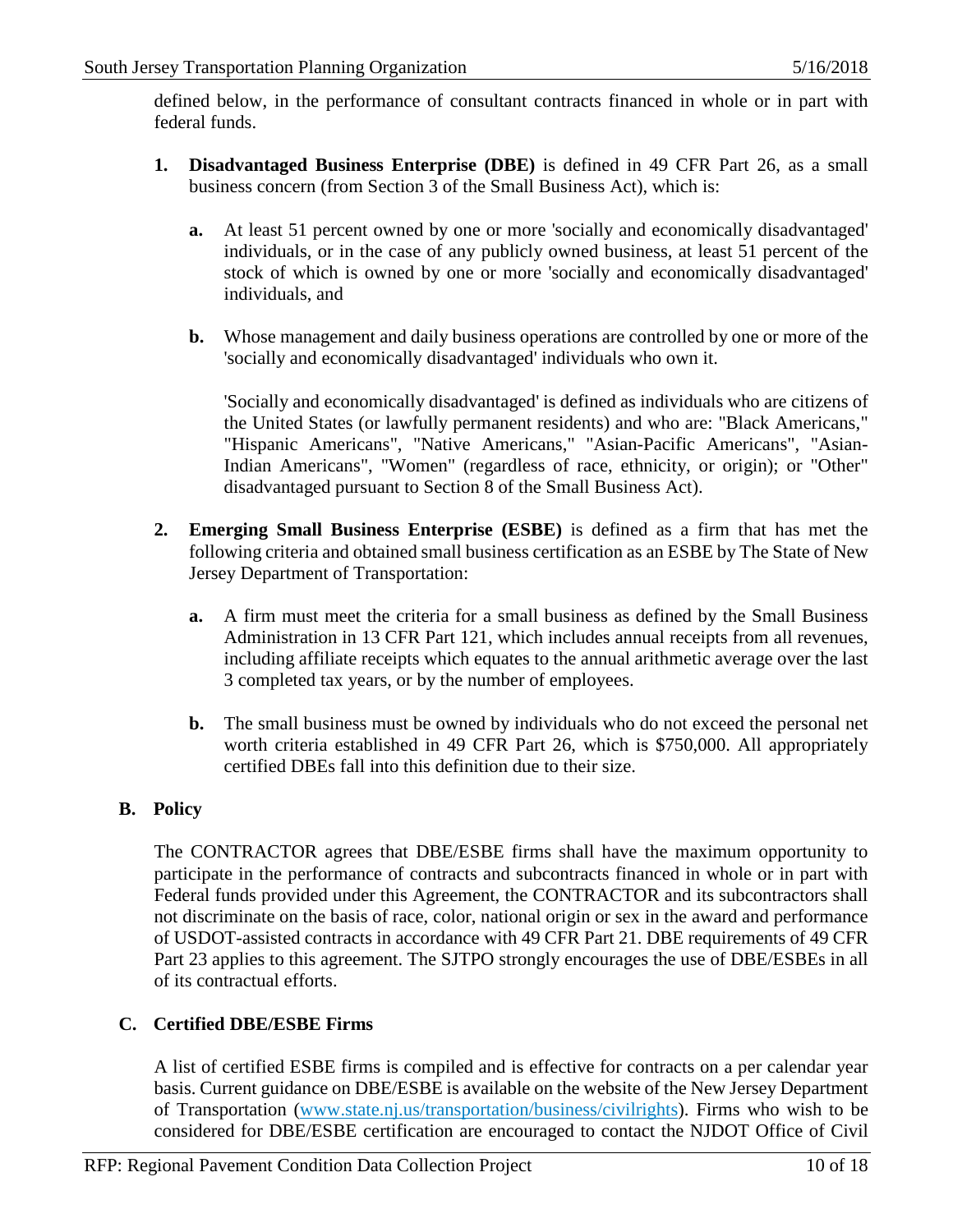defined below, in the performance of consultant contracts financed in whole or in part with federal funds.

1. **Disadvantaged Business Enterprise (DBE)** is defined in 49 CFR Part 26, as a small business concern (from Section 3 of the Small Business Act), which is:

   a. At least 51 percent owned by one or more 'socially and economically disadvantaged' individuals, or in the case of any publicly owned business, at least 51 percent of the stock of which is owned by one or more 'socially and economically disadvantaged' individuals, and

   b. Whose management and daily business operations are controlled by one or more of the 'socially and economically disadvantaged' individuals who own it.

   'Socially and economically disadvantaged' is defined as individuals who are citizens of the United States (or lawfully permanent residents) and who are: "Black Americans," "Hispanic Americans", "Native Americans," "Asian-Pacific Americans", "Asian-Indian Americans", "Women" (regardless of race, ethnicity, or origin); or "Other" disadvantaged pursuant to Section 8 of the Small Business Act).

2. **Emerging Small Business Enterprise (ESBE)** is defined as a firm that has met the following criteria and obtained small business certification as an ESBE by The State of New Jersey Department of Transportation:

   a. A firm must meet the criteria for a small business as defined by the Small Business Administration in 13 CFR Part 121, which includes annual receipts from all revenues, including affiliate receipts which equates to the annual arithmetic average over the last 3 completed tax years, or by the number of employees.

   b. The small business must be owned by individuals who do not exceed the personal net worth criteria established in 49 CFR Part 26, which is $750,000. All appropriately certified DBEs fall into this definition due to their size.

## B. Policy

The CONTRACTOR agrees that DBE/ESBE firms shall have the maximum opportunity to participate in the performance of contracts and subcontracts financed in whole or in part with Federal funds provided under this Agreement, the CONTRACTOR and its subcontractors shall not discriminate on the basis of race, color, national origin or sex in the award and performance of USDOT-assisted contracts in accordance with 49 CFR Part 21. DBE requirements of 49 CFR Part 23 applies to this agreement. The SJTPO strongly encourages the use of DBE/ESBEs in all of its contractual efforts.

## C. Certified DBE/ESBE Firms

A list of certified ESBE firms is compiled and is effective for contracts on a per calendar year basis. Current guidance on DBE/ESBE is available on the website of the New Jersey Department of Transportation ([www.state.nj.us/transportation/business/civilrights](www.state.nj.us/transportation/business/civilrights)). Firms who wish to be considered for DBE/ESBE certification are encouraged to contact the NJDOT Office of Civil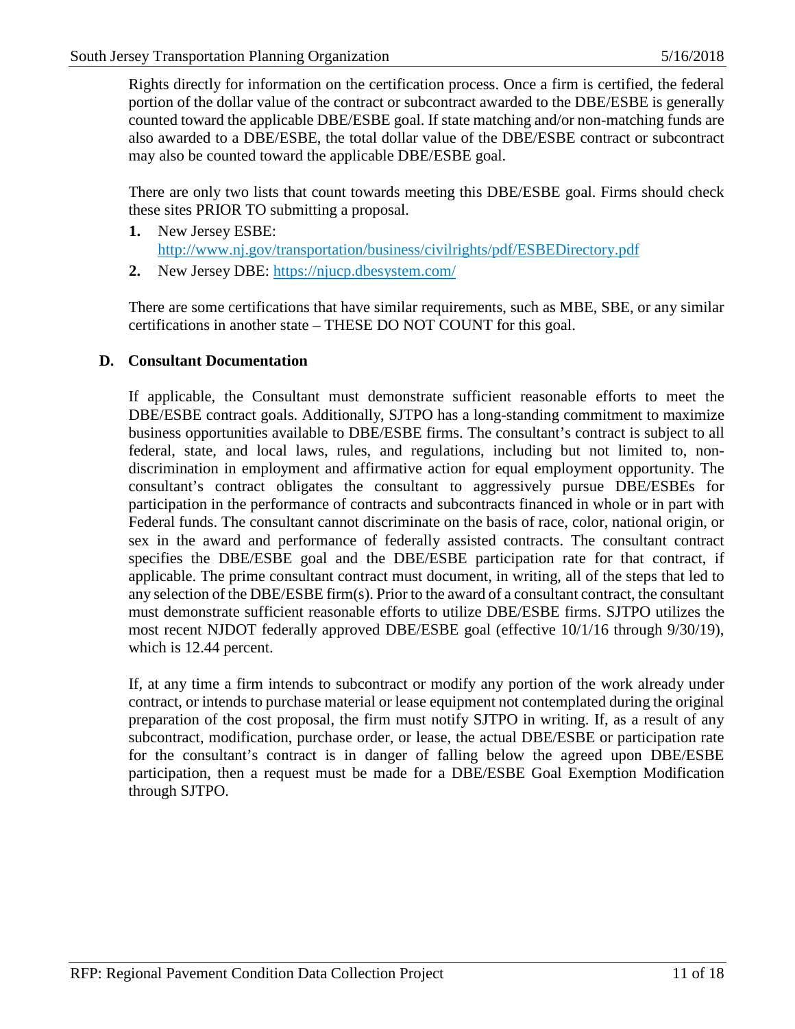Rights directly for information on the certification process. Once a firm is certified, the federal portion of the dollar value of the contract or subcontract awarded to the DBE/ESBE is generally counted toward the applicable DBE/ESBE goal. If state matching and/or non-matching funds are also awarded to a DBE/ESBE, the total dollar value of the DBE/ESBE contract or subcontract may also be counted toward the applicable DBE/ESBE goal.

There are only two lists that count towards meeting this DBE/ESBE goal. Firms should check these sites PRIOR TO submitting a proposal.

1. New Jersey ESBE: http://www.nj.gov/transportation/business/civilrights/pdf/ESBEDirectory.pdf
2. New Jersey DBE: https://njucp.dbesystem.com/

There are some certifications that have similar requirements, such as MBE, SBE, or any similar certifications in another state – THESE DO NOT COUNT for this goal.

### D. Consultant Documentation

If applicable, the Consultant must demonstrate sufficient reasonable efforts to meet the DBE/ESBE contract goals. Additionally, SJTPO has a long-standing commitment to maximize business opportunities available to DBE/ESBE firms. The consultant's contract is subject to all federal, state, and local laws, rules, and regulations, including but not limited to, non-discrimination in employment and affirmative action for equal employment opportunity. The consultant's contract obligates the consultant to aggressively pursue DBE/ESBEs for participation in the performance of contracts and subcontracts financed in whole or in part with Federal funds. The consultant cannot discriminate on the basis of race, color, national origin, or sex in the award and performance of federally assisted contracts. The consultant contract specifies the DBE/ESBE goal and the DBE/ESBE participation rate for that contract, if applicable. The prime consultant contract must document, in writing, all of the steps that led to any selection of the DBE/ESBE firm(s). Prior to the award of a consultant contract, the consultant must demonstrate sufficient reasonable efforts to utilize DBE/ESBE firms. SJTPO utilizes the most recent NJDOT federally approved DBE/ESBE goal (effective 10/1/16 through 9/30/19), which is 12.44 percent.

If, at any time a firm intends to subcontract or modify any portion of the work already under contract, or intends to purchase material or lease equipment not contemplated during the original preparation of the cost proposal, the firm must notify SJTPO in writing. If, as a result of any subcontract, modification, purchase order, or lease, the actual DBE/ESBE or participation rate for the consultant's contract is in danger of falling below the agreed upon DBE/ESBE participation, then a request must be made for a DBE/ESBE Goal Exemption Modification through SJTPO.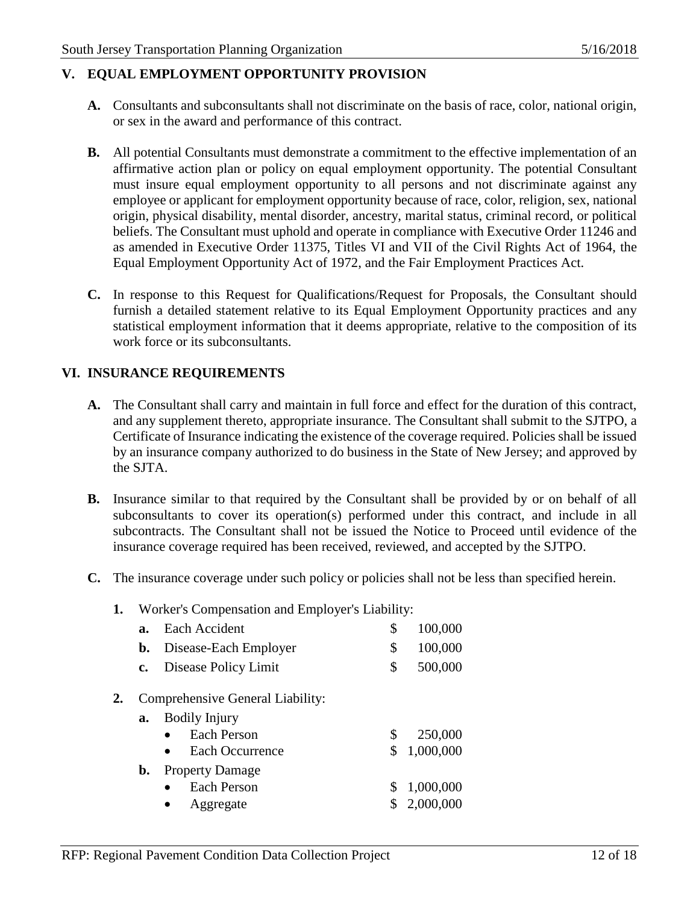## V. EQUAL EMPLOYMENT OPPORTUNITY PROVISION

**A.** Consultants and subconsultants shall not discriminate on the basis of race, color, national origin, or sex in the award and performance of this contract.

**B.** All potential Consultants must demonstrate a commitment to the effective implementation of an affirmative action plan or policy on equal employment opportunity. The potential Consultant must insure equal employment opportunity to all persons and not discriminate against any employee or applicant for employment opportunity because of race, color, religion, sex, national origin, physical disability, mental disorder, ancestry, marital status, criminal record, or political beliefs. The Consultant must uphold and operate in compliance with Executive Order 11246 and as amended in Executive Order 11375, Titles VI and VII of the Civil Rights Act of 1964, the Equal Employment Opportunity Act of 1972, and the Fair Employment Practices Act.

**C.** In response to this Request for Qualifications/Request for Proposals, the Consultant should furnish a detailed statement relative to its Equal Employment Opportunity practices and any statistical employment information that it deems appropriate, relative to the composition of its work force or its subconsultants.

## VI. INSURANCE REQUIREMENTS

**A.** The Consultant shall carry and maintain in full force and effect for the duration of this contract, and any supplement thereto, appropriate insurance. The Consultant shall submit to the SJTPO, a Certificate of Insurance indicating the existence of the coverage required. Policies shall be issued by an insurance company authorized to do business in the State of New Jersey; and approved by the SJTA.

**B.** Insurance similar to that required by the Consultant shall be provided by or on behalf of all subconsultants to cover its operation(s) performed under this contract, and include in all subcontracts. The Consultant shall not be issued the Notice to Proceed until evidence of the insurance coverage required has been received, reviewed, and accepted by the SJTPO.

**C.** The insurance coverage under such policy or policies shall not be less than specified herein.

1. Worker's Compensation and Employer's Liability:
   - **a.** Each Accident — $ 100,000
   - **b.** Disease-Each Employer — $ 100,000
   - **c.** Disease Policy Limit — $ 500,000

2. Comprehensive General Liability:
   - **a.** Bodily Injury
     - Each Person — $ 250,000
     - Each Occurrence — $ 1,000,000
   - **b.** Property Damage
     - Each Person — $ 1,000,000
     - Aggregate — $ 2,000,000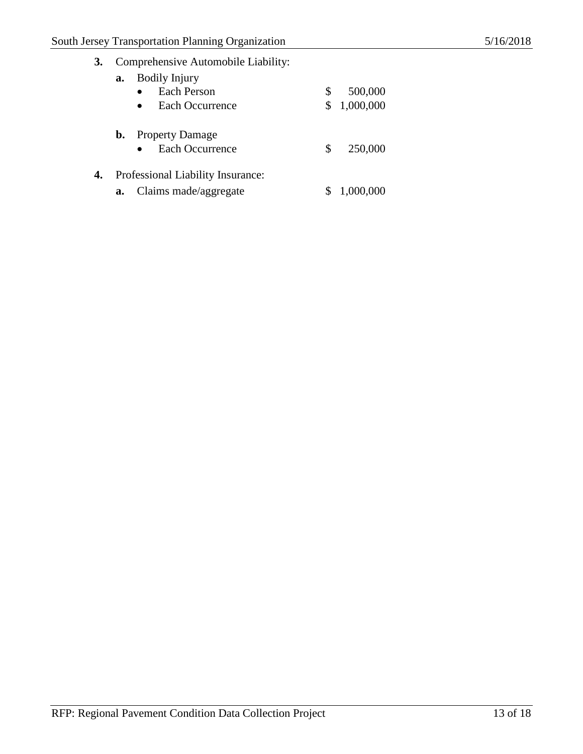**3.** Comprehensive Automobile Liability:

**a.** Bodily Injury

- Each Person $ 500,000
- Each Occurrence $ 1,000,000

**b.** Property Damage

- Each Occurrence $ 250,000

**4.** Professional Liability Insurance:

**a.** Claims made/aggregate $ 1,000,000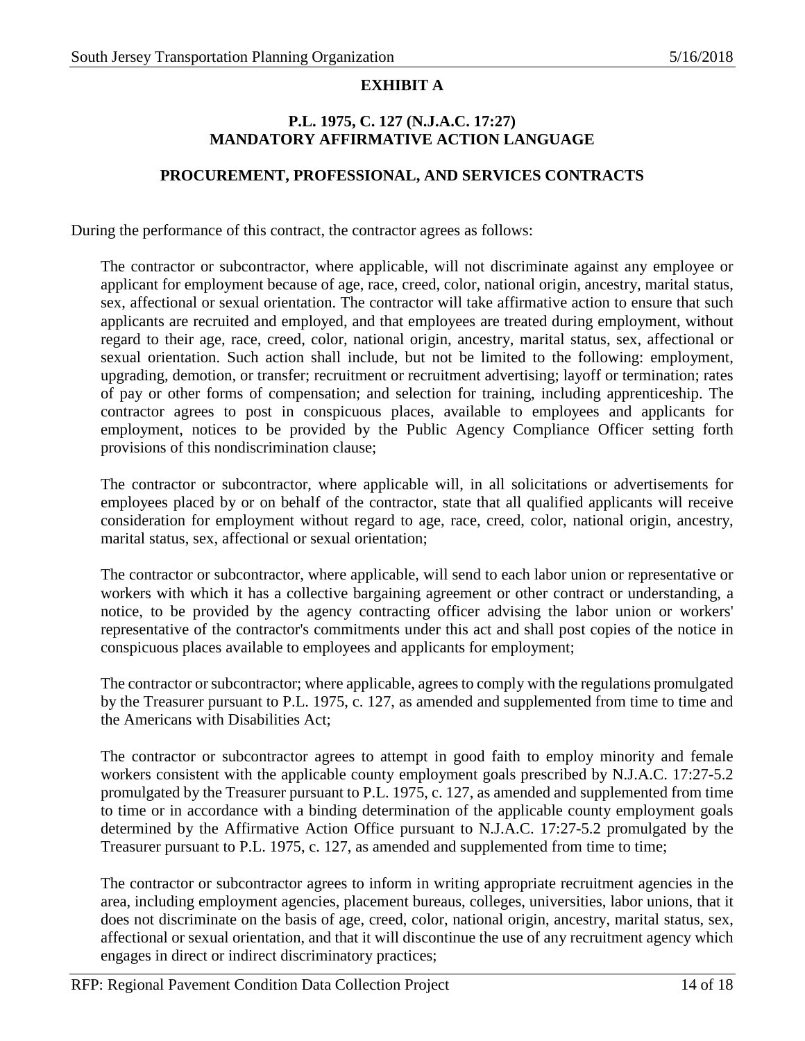## EXHIBIT A

### P.L. 1975, C. 127 (N.J.A.C. 17:27) MANDATORY AFFIRMATIVE ACTION LANGUAGE

### PROCUREMENT, PROFESSIONAL, AND SERVICES CONTRACTS

During the performance of this contract, the contractor agrees as follows:

The contractor or subcontractor, where applicable, will not discriminate against any employee or applicant for employment because of age, race, creed, color, national origin, ancestry, marital status, sex, affectional or sexual orientation. The contractor will take affirmative action to ensure that such applicants are recruited and employed, and that employees are treated during employment, without regard to their age, race, creed, color, national origin, ancestry, marital status, sex, affectional or sexual orientation. Such action shall include, but not be limited to the following: employment, upgrading, demotion, or transfer; recruitment or recruitment advertising; layoff or termination; rates of pay or other forms of compensation; and selection for training, including apprenticeship. The contractor agrees to post in conspicuous places, available to employees and applicants for employment, notices to be provided by the Public Agency Compliance Officer setting forth provisions of this nondiscrimination clause;

The contractor or subcontractor, where applicable will, in all solicitations or advertisements for employees placed by or on behalf of the contractor, state that all qualified applicants will receive consideration for employment without regard to age, race, creed, color, national origin, ancestry, marital status, sex, affectional or sexual orientation;

The contractor or subcontractor, where applicable, will send to each labor union or representative or workers with which it has a collective bargaining agreement or other contract or understanding, a notice, to be provided by the agency contracting officer advising the labor union or workers' representative of the contractor's commitments under this act and shall post copies of the notice in conspicuous places available to employees and applicants for employment;

The contractor or subcontractor; where applicable, agrees to comply with the regulations promulgated by the Treasurer pursuant to P.L. 1975, c. 127, as amended and supplemented from time to time and the Americans with Disabilities Act;

The contractor or subcontractor agrees to attempt in good faith to employ minority and female workers consistent with the applicable county employment goals prescribed by N.J.A.C. 17:27-5.2 promulgated by the Treasurer pursuant to P.L. 1975, c. 127, as amended and supplemented from time to time or in accordance with a binding determination of the applicable county employment goals determined by the Affirmative Action Office pursuant to N.J.A.C. 17:27-5.2 promulgated by the Treasurer pursuant to P.L. 1975, c. 127, as amended and supplemented from time to time;

The contractor or subcontractor agrees to inform in writing appropriate recruitment agencies in the area, including employment agencies, placement bureaus, colleges, universities, labor unions, that it does not discriminate on the basis of age, creed, color, national origin, ancestry, marital status, sex, affectional or sexual orientation, and that it will discontinue the use of any recruitment agency which engages in direct or indirect discriminatory practices;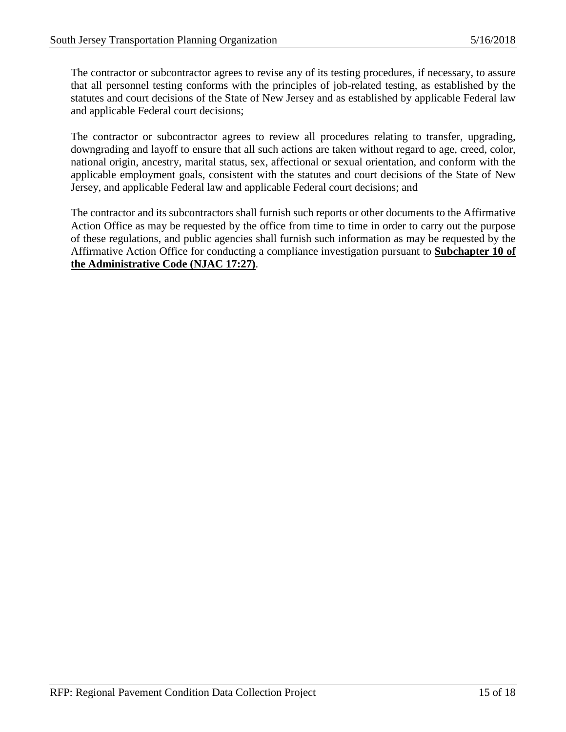The contractor or subcontractor agrees to revise any of its testing procedures, if necessary, to assure that all personnel testing conforms with the principles of job-related testing, as established by the statutes and court decisions of the State of New Jersey and as established by applicable Federal law and applicable Federal court decisions;

The contractor or subcontractor agrees to review all procedures relating to transfer, upgrading, downgrading and layoff to ensure that all such actions are taken without regard to age, creed, color, national origin, ancestry, marital status, sex, affectional or sexual orientation, and conform with the applicable employment goals, consistent with the statutes and court decisions of the State of New Jersey, and applicable Federal law and applicable Federal court decisions; and

The contractor and its subcontractors shall furnish such reports or other documents to the Affirmative Action Office as may be requested by the office from time to time in order to carry out the purpose of these regulations, and public agencies shall furnish such information as may be requested by the Affirmative Action Office for conducting a compliance investigation pursuant to **Subchapter 10 of the Administrative Code (NJAC 17:27)**.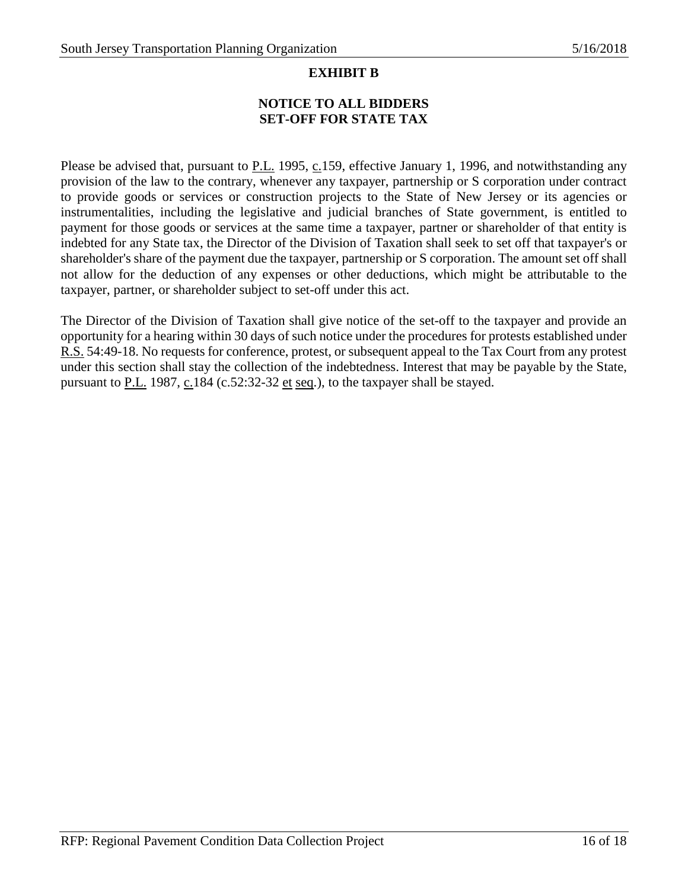## EXHIBIT B

### NOTICE TO ALL BIDDERS
### SET-OFF FOR STATE TAX

Please be advised that, pursuant to P.L. 1995, c.159, effective January 1, 1996, and notwithstanding any provision of the law to the contrary, whenever any taxpayer, partnership or S corporation under contract to provide goods or services or construction projects to the State of New Jersey or its agencies or instrumentalities, including the legislative and judicial branches of State government, is entitled to payment for those goods or services at the same time a taxpayer, partner or shareholder of that entity is indebted for any State tax, the Director of the Division of Taxation shall seek to set off that taxpayer's or shareholder's share of the payment due the taxpayer, partnership or S corporation. The amount set off shall not allow for the deduction of any expenses or other deductions, which might be attributable to the taxpayer, partner, or shareholder subject to set-off under this act.

The Director of the Division of Taxation shall give notice of the set-off to the taxpayer and provide an opportunity for a hearing within 30 days of such notice under the procedures for protests established under R.S. 54:49-18. No requests for conference, protest, or subsequent appeal to the Tax Court from any protest under this section shall stay the collection of the indebtedness. Interest that may be payable by the State, pursuant to P.L. 1987, c.184 (c.52:32-32 et seq.), to the taxpayer shall be stayed.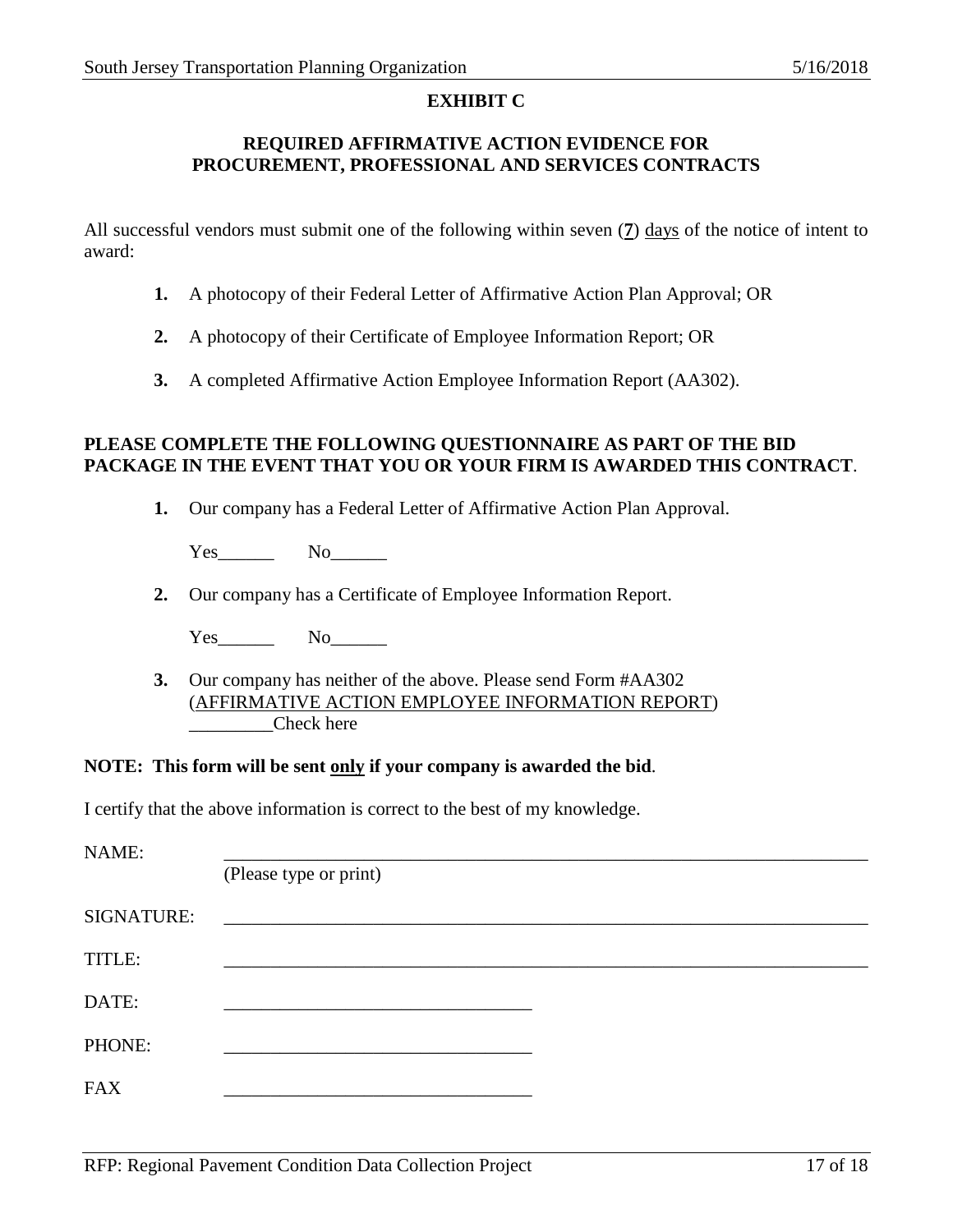## EXHIBIT C

## REQUIRED AFFIRMATIVE ACTION EVIDENCE FOR PROCUREMENT, PROFESSIONAL AND SERVICES CONTRACTS

All successful vendors must submit one of the following within seven (**7**) days of the notice of intent to award:

1. A photocopy of their Federal Letter of Affirmative Action Plan Approval; OR
2. A photocopy of their Certificate of Employee Information Report; OR
3. A completed Affirmative Action Employee Information Report (AA302).

**PLEASE COMPLETE THE FOLLOWING QUESTIONNAIRE AS PART OF THE BID PACKAGE IN THE EVENT THAT YOU OR YOUR FIRM IS AWARDED THIS CONTRACT**.

1. Our company has a Federal Letter of Affirmative Action Plan Approval.

   Yes______ No______

2. Our company has a Certificate of Employee Information Report.

   Yes______ No______

3. Our company has neither of the above. Please send Form #AA302 (AFFIRMATIVE ACTION EMPLOYEE INFORMATION REPORT)
   _________Check here

**NOTE: This form will be sent only if your company is awarded the bid**.

I certify that the above information is correct to the best of my knowledge.

NAME: ______________________________________________
(Please type or print)

SIGNATURE: ______________________________________________

TITLE: ______________________________________________

DATE: ______________________________

PHONE: ______________________________

FAX ______________________________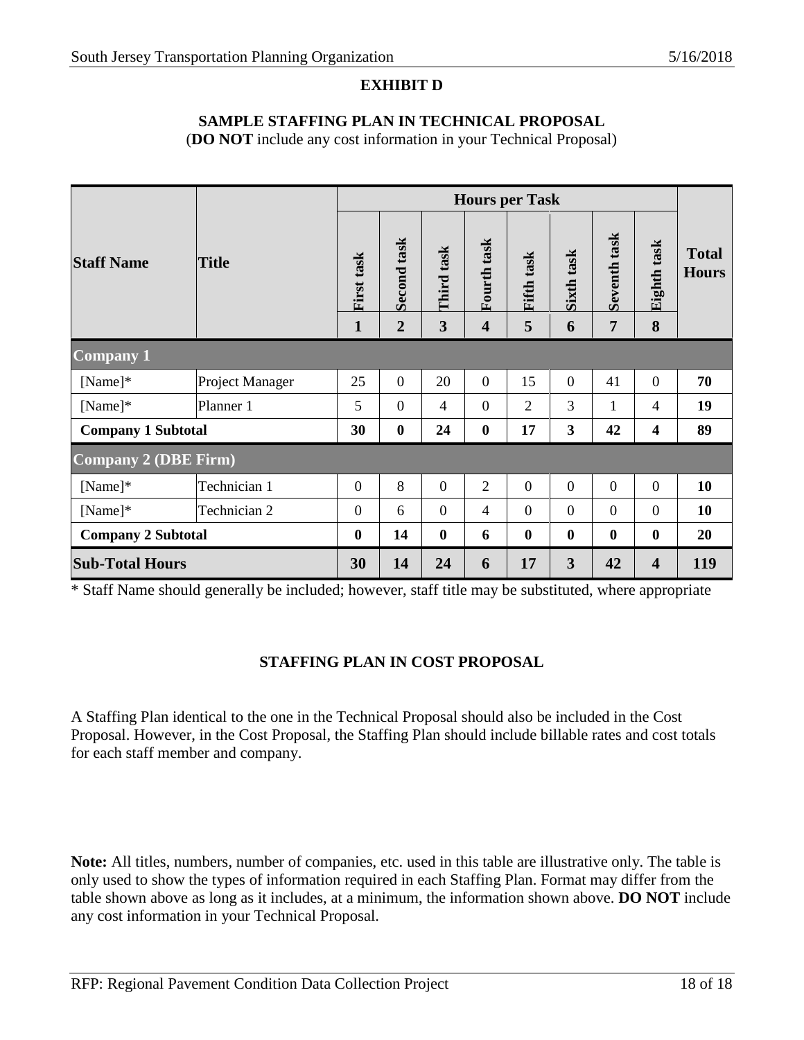**EXHIBIT D**

**SAMPLE STAFFING PLAN IN TECHNICAL PROPOSAL**

(**DO NOT** include any cost information in your Technical Proposal)

| Staff Name | Title | Hours per Task | | | | | | | | Total Hours |
|---|---|---|---|---|---|---|---|---|---|---|
| | | First task | Second task | Third task | Fourth task | Fifth task | Sixth task | Seventh task | Eighth task | |
| | | 1 | 2 | 3 | 4 | 5 | 6 | 7 | 8 | |
| **Company 1** | | | | | | | | | | |
| [Name]* | Project Manager | 25 | 0 | 20 | 0 | 15 | 0 | 41 | 0 | **70** |
| [Name]* | Planner 1 | 5 | 0 | 4 | 0 | 2 | 3 | 1 | 4 | **19** |
| **Company 1 Subtotal** | | **30** | **0** | **24** | **0** | **17** | **3** | **42** | **4** | **89** |
| **Company 2 (DBE Firm)** | | | | | | | | | | |
| [Name]* | Technician 1 | 0 | 8 | 0 | 2 | 0 | 0 | 0 | 0 | **10** |
| [Name]* | Technician 2 | 0 | 6 | 0 | 4 | 0 | 0 | 0 | 0 | **10** |
| **Company 2 Subtotal** | | **0** | **14** | **0** | **6** | **0** | **0** | **0** | **0** | **20** |
| **Sub-Total Hours** | | **30** | **14** | **24** | **6** | **17** | **3** | **42** | **4** | **119** |

* Staff Name should generally be included; however, staff title may be substituted, where appropriate

**STAFFING PLAN IN COST PROPOSAL**

A Staffing Plan identical to the one in the Technical Proposal should also be included in the Cost Proposal. However, in the Cost Proposal, the Staffing Plan should include billable rates and cost totals for each staff member and company.

**Note:** All titles, numbers, number of companies, etc. used in this table are illustrative only. The table is only used to show the types of information required in each Staffing Plan. Format may differ from the table shown above as long as it includes, at a minimum, the information shown above. **DO NOT** include any cost information in your Technical Proposal.